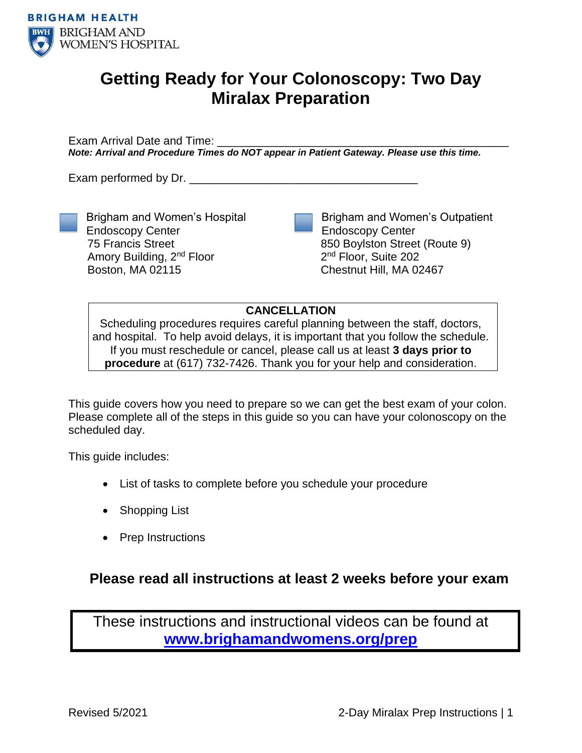BRIGHAM HEALTH

BRIGHAM AND WOMEN'S HOSPITAL

# Getting Ready for Your Colonoscopy: Two Day Miralax Preparation

Exam Arrival Date and Time: ______________________________________________

***Note: Arrival and Procedure Times do NOT appear in Patient Gateway. Please use this time.***

Exam performed by Dr. ____________________________________

☐ Brigham and Women's Hospital Endoscopy Center
75 Francis Street
Amory Building, 2nd Floor
Boston, MA 02115

☐ Brigham and Women's Outpatient Endoscopy Center
850 Boylston Street (Route 9)
2nd Floor, Suite 202
Chestnut Hill, MA 02467

**CANCELLATION**

Scheduling procedures requires careful planning between the staff, doctors, and hospital. To help avoid delays, it is important that you follow the schedule. If you must reschedule or cancel, please call us at least **3 days prior to procedure** at (617) 732-7426. Thank you for your help and consideration.

This guide covers how you need to prepare so we can get the best exam of your colon. Please complete all of the steps in this guide so you can have your colonoscopy on the scheduled day.

This guide includes:

- List of tasks to complete before you schedule your procedure
- Shopping List
- Prep Instructions

## Please read all instructions at least 2 weeks before your exam

These instructions and instructional videos can be found at **[www.brighamandwomens.org/prep](http://www.brighamandwomens.org/prep)**

Revised 5/2021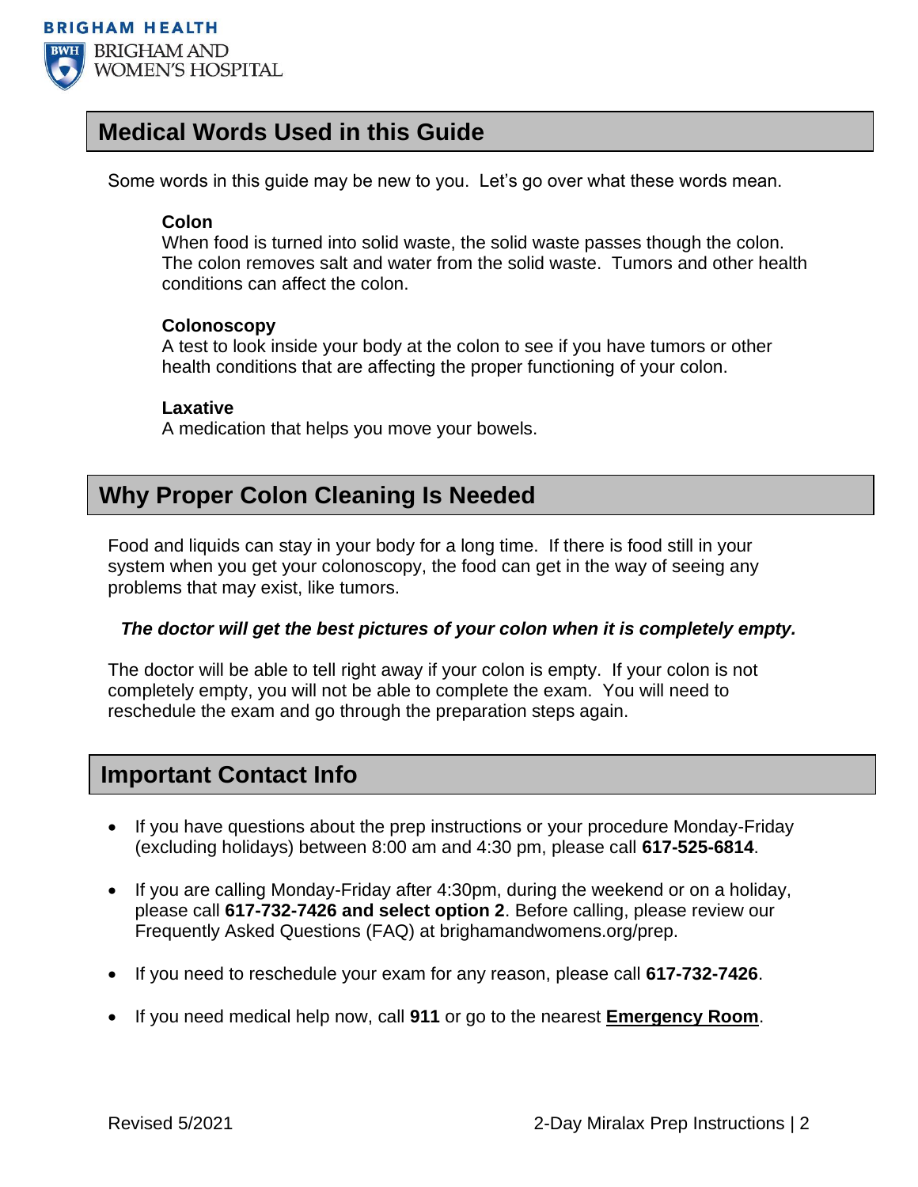## Medical Words Used in this Guide

Some words in this guide may be new to you. Let's go over what these words mean.

**Colon**
When food is turned into solid waste, the solid waste passes though the colon. The colon removes salt and water from the solid waste. Tumors and other health conditions can affect the colon.

**Colonoscopy**
A test to look inside your body at the colon to see if you have tumors or other health conditions that are affecting the proper functioning of your colon.

**Laxative**
A medication that helps you move your bowels.

## Why Proper Colon Cleaning Is Needed

Food and liquids can stay in your body for a long time. If there is food still in your system when you get your colonoscopy, the food can get in the way of seeing any problems that may exist, like tumors.

***The doctor will get the best pictures of your colon when it is completely empty.***

The doctor will be able to tell right away if your colon is empty. If your colon is not completely empty, you will not be able to complete the exam. You will need to reschedule the exam and go through the preparation steps again.

## Important Contact Info

- If you have questions about the prep instructions or your procedure Monday-Friday (excluding holidays) between 8:00 am and 4:30 pm, please call **617-525-6814**.
- If you are calling Monday-Friday after 4:30pm, during the weekend or on a holiday, please call **617-732-7426 and select option 2**. Before calling, please review our Frequently Asked Questions (FAQ) at brighamandwomens.org/prep.
- If you need to reschedule your exam for any reason, please call **617-732-7426**.
- If you need medical help now, call **911** or go to the nearest **Emergency Room**.

Revised 5/2021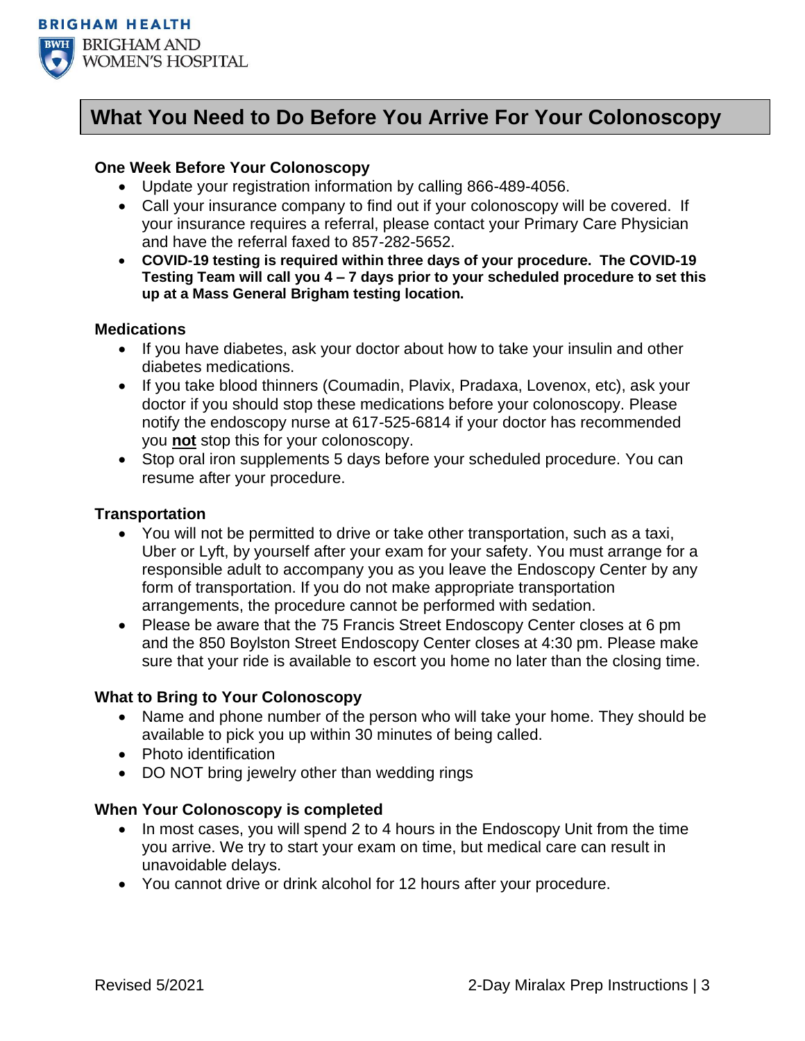BRIGHAM HEALTH

BRIGHAM AND WOMEN'S HOSPITAL

# What You Need to Do Before You Arrive For Your Colonoscopy

### One Week Before Your Colonoscopy

- Update your registration information by calling 866-489-4056.
- Call your insurance company to find out if your colonoscopy will be covered. If your insurance requires a referral, please contact your Primary Care Physician and have the referral faxed to 857-282-5652.
- **COVID-19 testing is required within three days of your procedure. The COVID-19 Testing Team will call you 4 – 7 days prior to your scheduled procedure to set this up at a Mass General Brigham testing location.**

### Medications

- If you have diabetes, ask your doctor about how to take your insulin and other diabetes medications.
- If you take blood thinners (Coumadin, Plavix, Pradaxa, Lovenox, etc), ask your doctor if you should stop these medications before your colonoscopy. Please notify the endoscopy nurse at 617-525-6814 if your doctor has recommended you <u>**not**</u> stop this for your colonoscopy.
- Stop oral iron supplements 5 days before your scheduled procedure. You can resume after your procedure.

### Transportation

- You will not be permitted to drive or take other transportation, such as a taxi, Uber or Lyft, by yourself after your exam for your safety. You must arrange for a responsible adult to accompany you as you leave the Endoscopy Center by any form of transportation. If you do not make appropriate transportation arrangements, the procedure cannot be performed with sedation.
- Please be aware that the 75 Francis Street Endoscopy Center closes at 6 pm and the 850 Boylston Street Endoscopy Center closes at 4:30 pm. Please make sure that your ride is available to escort you home no later than the closing time.

### What to Bring to Your Colonoscopy

- Name and phone number of the person who will take your home. They should be available to pick you up within 30 minutes of being called.
- Photo identification
- DO NOT bring jewelry other than wedding rings

### When Your Colonoscopy is completed

- In most cases, you will spend 2 to 4 hours in the Endoscopy Unit from the time you arrive. We try to start your exam on time, but medical care can result in unavoidable delays.
- You cannot drive or drink alcohol for 12 hours after your procedure.

Revised 5/2021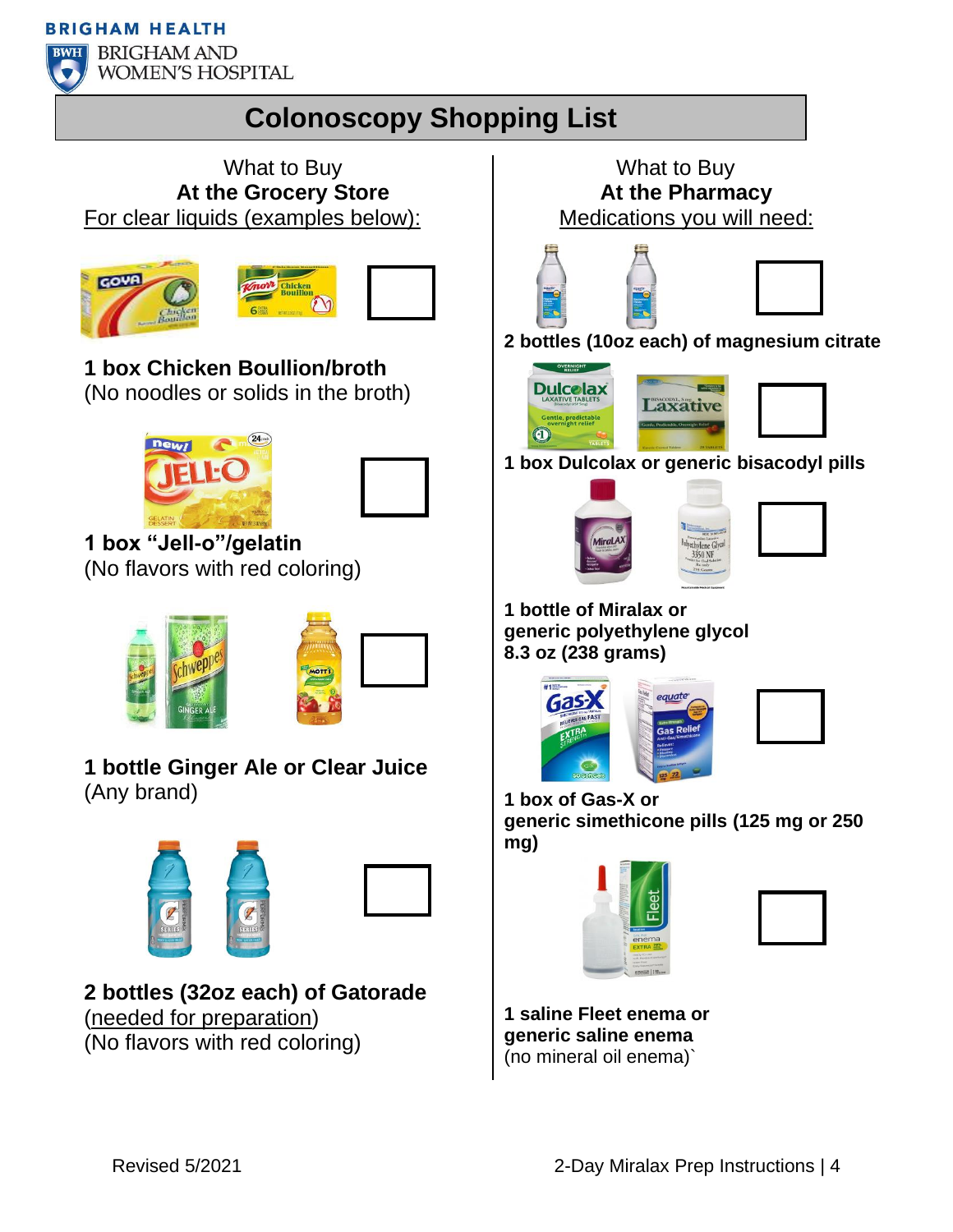**BRIGHAM HEALTH**

BRIGHAM AND WOMEN'S HOSPITAL

# Colonoscopy Shopping List

## What to Buy **At the Grocery Store**

For clear liquids (examples below):

**1 box Chicken Boullion/broth**
(No noodles or solids in the broth)

**1 box "Jell-o"/gelatin**
(No flavors with red coloring)

**1 bottle Ginger Ale or Clear Juice**
(Any brand)

**2 bottles (32oz each) of Gatorade**
(needed for preparation)
(No flavors with red coloring)

## What to Buy **At the Pharmacy**

Medications you will need:

**2 bottles (10oz each) of magnesium citrate**

**1 box Dulcolax or generic bisacodyl pills**

**1 bottle of Miralax or generic polyethylene glycol 8.3 oz (238 grams)**

**1 box of Gas-X or generic simethicone pills (125 mg or 250 mg)**

**1 saline Fleet enema or generic saline enema**
(no mineral oil enema)`

Revised 5/2021

2-Day Miralax Prep Instructions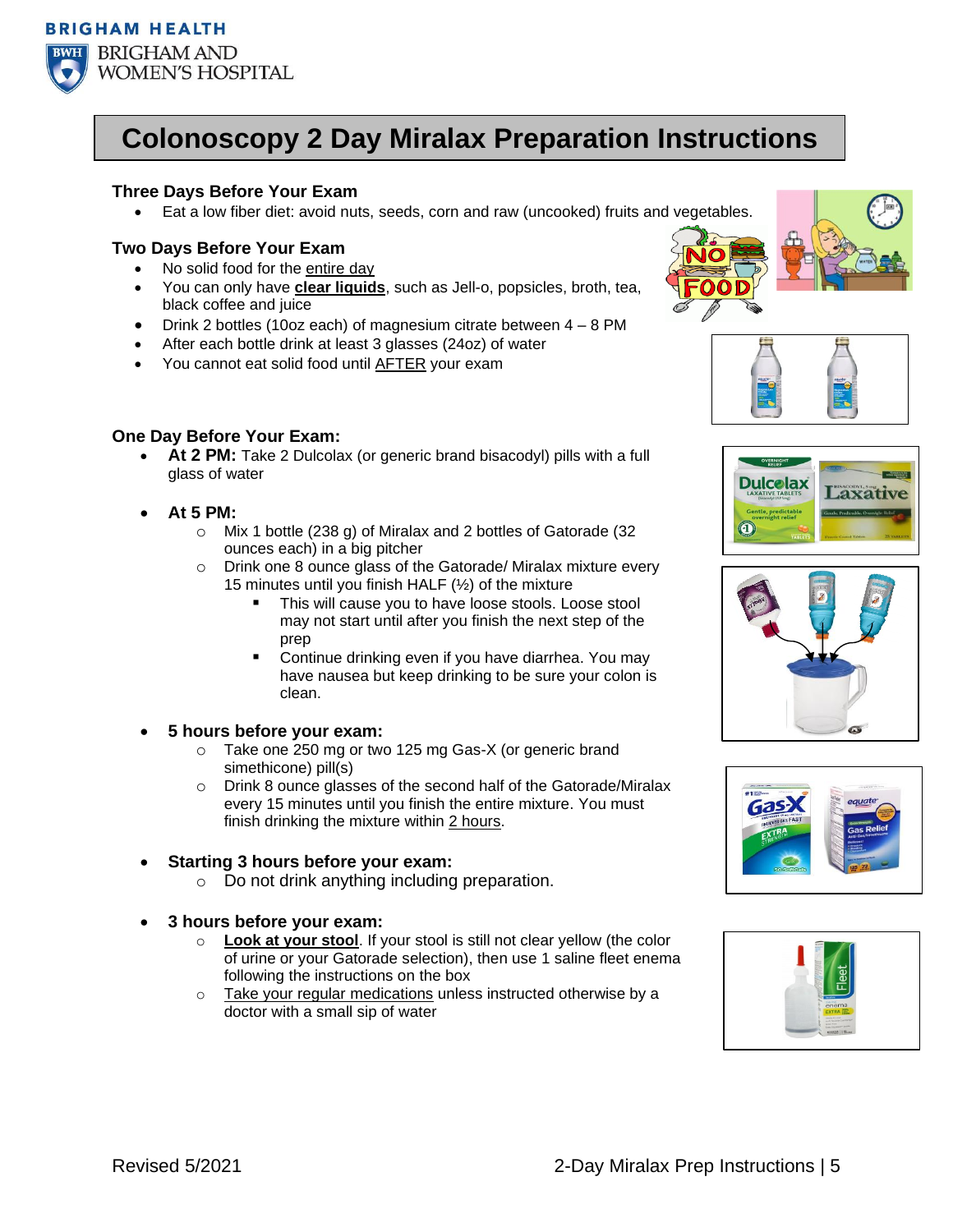# Colonoscopy 2 Day Miralax Preparation Instructions

### Three Days Before Your Exam

- Eat a low fiber diet: avoid nuts, seeds, corn and raw (uncooked) fruits and vegetables.

### Two Days Before Your Exam

- No solid food for the entire day
- You can only have **clear liquids**, such as Jell-o, popsicles, broth, tea, black coffee and juice
- Drink 2 bottles (10oz each) of magnesium citrate between 4 – 8 PM
- After each bottle drink at least 3 glasses (24oz) of water
- You cannot eat solid food until AFTER your exam

### One Day Before Your Exam:

- **At 2 PM:** Take 2 Dulcolax (or generic brand bisacodyl) pills with a full glass of water
- **At 5 PM:**
  - Mix 1 bottle (238 g) of Miralax and 2 bottles of Gatorade (32 ounces each) in a big pitcher
  - Drink one 8 ounce glass of the Gatorade/ Miralax mixture every 15 minutes until you finish HALF (½) of the mixture
    - This will cause you to have loose stools. Loose stool may not start until after you finish the next step of the prep
    - Continue drinking even if you have diarrhea. You may have nausea but keep drinking to be sure your colon is clean.
- **5 hours before your exam:**
  - Take one 250 mg or two 125 mg Gas-X (or generic brand simethicone) pill(s)
  - Drink 8 ounce glasses of the second half of the Gatorade/Miralax every 15 minutes until you finish the entire mixture. You must finish drinking the mixture within 2 hours.
- **Starting 3 hours before your exam:**
  - Do not drink anything including preparation.
- **3 hours before your exam:**
  - **Look at your stool**. If your stool is still not clear yellow (the color of urine or your Gatorade selection), then use 1 saline fleet enema following the instructions on the box
  - Take your regular medications unless instructed otherwise by a doctor with a small sip of water

Revised 5/2021